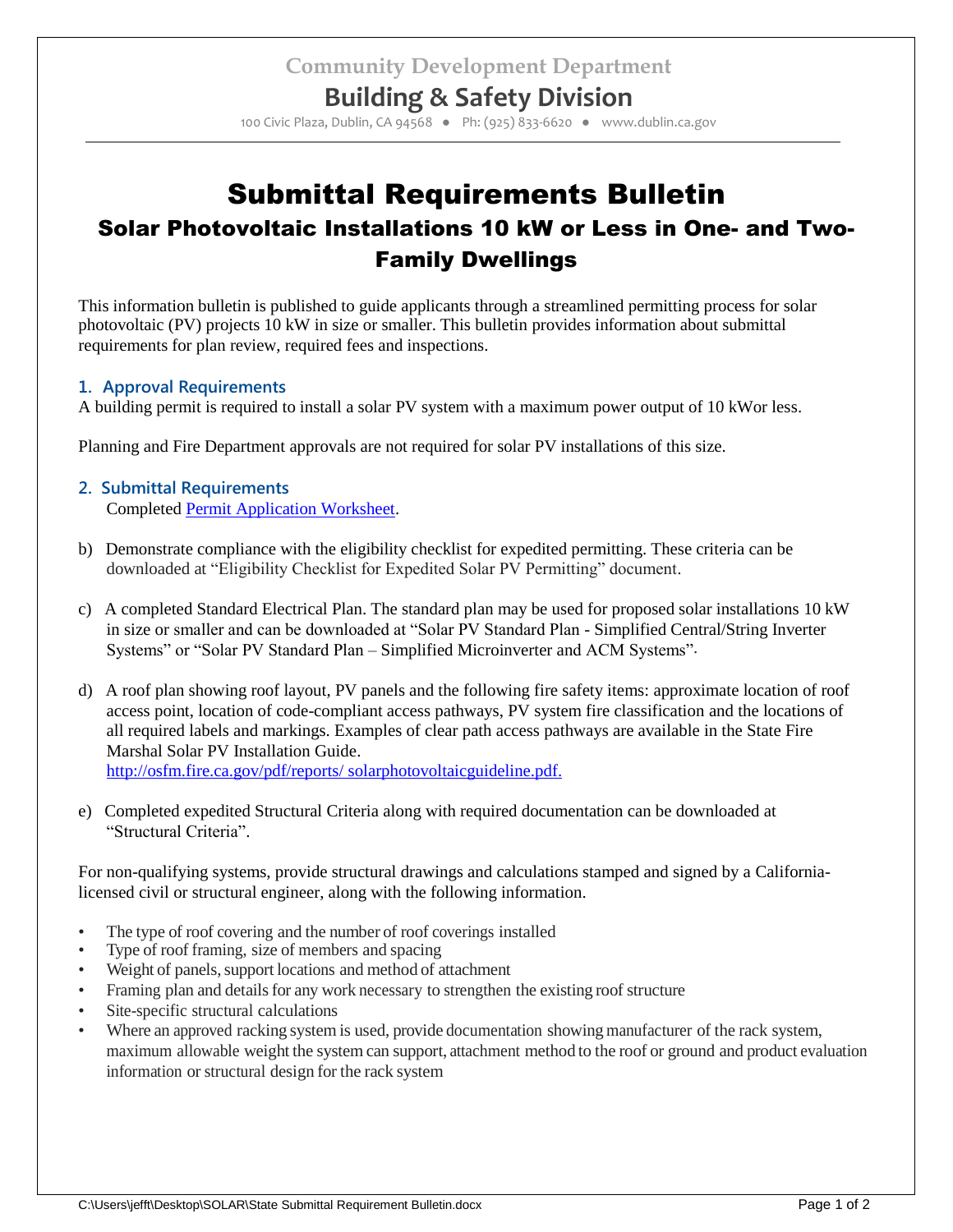Community Development Department

**Building & Safety Division**

100 Civic Plaza, Dublin, CA 94568 ● Ph: (925) 833-6620 ● www.dublin.ca.gov

# Submittal Requirements Bulletin

## Solar Photovoltaic Installations 10 kW or Less in One- and Two-Family Dwellings

This information bulletin is published to guide applicants through a streamlined permitting process for solar photovoltaic (PV) projects 10 kW in size or smaller. This bulletin provides information about submittal requirements for plan review, required fees and inspections.

### 1. Approval Requirements

A building permit is required to install a solar PV system with a maximum power output of 10 kWor less.

Planning and Fire Department approvals are not required for solar PV installations of this size.

### 2. Submittal Requirements

Completed [Permit Application Worksheet](Permit Application Worksheet).

b) Demonstrate compliance with the eligibility checklist for expedited permitting. These criteria can be downloaded at "Eligibility Checklist for Expedited Solar PV Permitting" document.

c) A completed Standard Electrical Plan. The standard plan may be used for proposed solar installations 10 kW in size or smaller and can be downloaded at "Solar PV Standard Plan - Simplified Central/String Inverter Systems" or "Solar PV Standard Plan – Simplified Microinverter and ACM Systems".

d) A roof plan showing roof layout, PV panels and the following fire safety items: approximate location of roof access point, location of code-compliant access pathways, PV system fire classification and the locations of all required labels and markings. Examples of clear path access pathways are available in the State Fire Marshal Solar PV Installation Guide.
http://osfm.fire.ca.gov/pdf/reports/ solarphotovoltaicguideline.pdf.

e) Completed expedited Structural Criteria along with required documentation can be downloaded at "Structural Criteria".

For non-qualifying systems, provide structural drawings and calculations stamped and signed by a California-licensed civil or structural engineer, along with the following information.

- The type of roof covering and the number of roof coverings installed
- Type of roof framing, size of members and spacing
- Weight of panels, support locations and method of attachment
- Framing plan and details for any work necessary to strengthen the existing roof structure
- Site-specific structural calculations
- Where an approved racking system is used, provide documentation showing manufacturer of the rack system, maximum allowable weight the system can support, attachment method to the roof or ground and product evaluation information or structural design for the rack system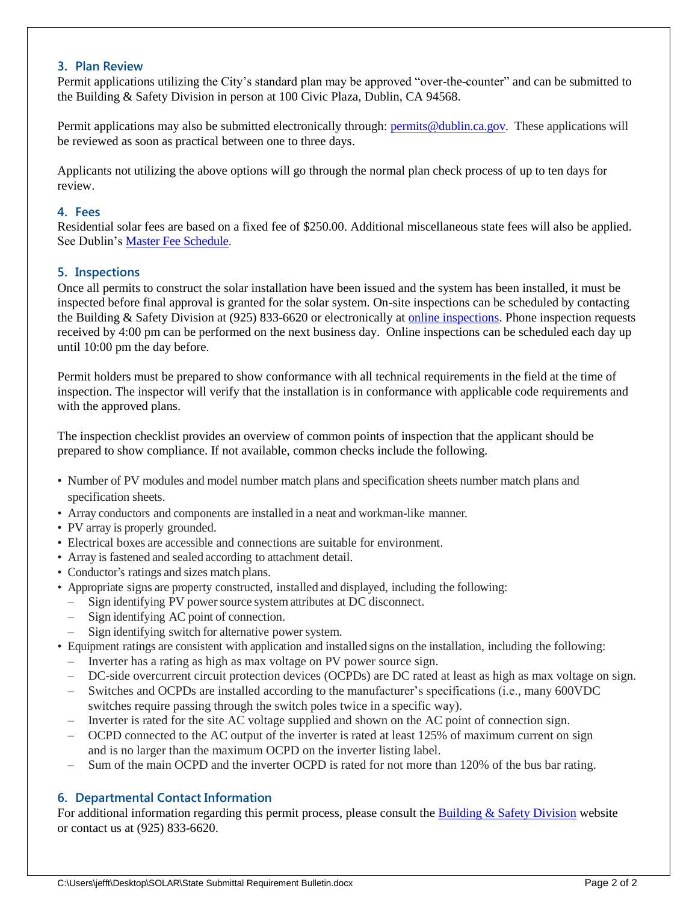## 3. Plan Review

Permit applications utilizing the City's standard plan may be approved "over-the-counter" and can be submitted to the Building & Safety Division in person at 100 Civic Plaza, Dublin, CA 94568.

Permit applications may also be submitted electronically through: [permits@dublin.ca.gov](mailto:permits@dublin.ca.gov). These applications will be reviewed as soon as practical between one to three days.

Applicants not utilizing the above options will go through the normal plan check process of up to ten days for review.

## 4. Fees

Residential solar fees are based on a fixed fee of $250.00. Additional miscellaneous state fees will also be applied. See Dublin's Master Fee Schedule.

## 5. Inspections

Once all permits to construct the solar installation have been issued and the system has been installed, it must be inspected before final approval is granted for the solar system. On-site inspections can be scheduled by contacting the Building & Safety Division at (925) 833-6620 or electronically at online inspections. Phone inspection requests received by 4:00 pm can be performed on the next business day. Online inspections can be scheduled each day up until 10:00 pm the day before.

Permit holders must be prepared to show conformance with all technical requirements in the field at the time of inspection. The inspector will verify that the installation is in conformance with applicable code requirements and with the approved plans.

The inspection checklist provides an overview of common points of inspection that the applicant should be prepared to show compliance. If not available, common checks include the following.

- Number of PV modules and model number match plans and specification sheets number match plans and specification sheets.
- Array conductors and components are installed in a neat and workman-like manner.
- PV array is properly grounded.
- Electrical boxes are accessible and connections are suitable for environment.
- Array is fastened and sealed according to attachment detail.
- Conductor's ratings and sizes match plans.
- Appropriate signs are property constructed, installed and displayed, including the following:
  - Sign identifying PV power source system attributes at DC disconnect.
  - Sign identifying AC point of connection.
  - Sign identifying switch for alternative power system.
- Equipment ratings are consistent with application and installed signs on the installation, including the following:
  - Inverter has a rating as high as max voltage on PV power source sign.
  - DC-side overcurrent circuit protection devices (OCPDs) are DC rated at least as high as max voltage on sign.
  - Switches and OCPDs are installed according to the manufacturer's specifications (i.e., many 600VDC switches require passing through the switch poles twice in a specific way).
  - Inverter is rated for the site AC voltage supplied and shown on the AC point of connection sign.
  - OCPD connected to the AC output of the inverter is rated at least 125% of maximum current on sign and is no larger than the maximum OCPD on the inverter listing label.
  - Sum of the main OCPD and the inverter OCPD is rated for not more than 120% of the bus bar rating.

## 6. Departmental Contact Information

For additional information regarding this permit process, please consult the Building & Safety Division website or contact us at (925) 833-6620.

C:\Users\jefft\Desktop\SOLAR\State Submittal Requirement Bulletin.docx